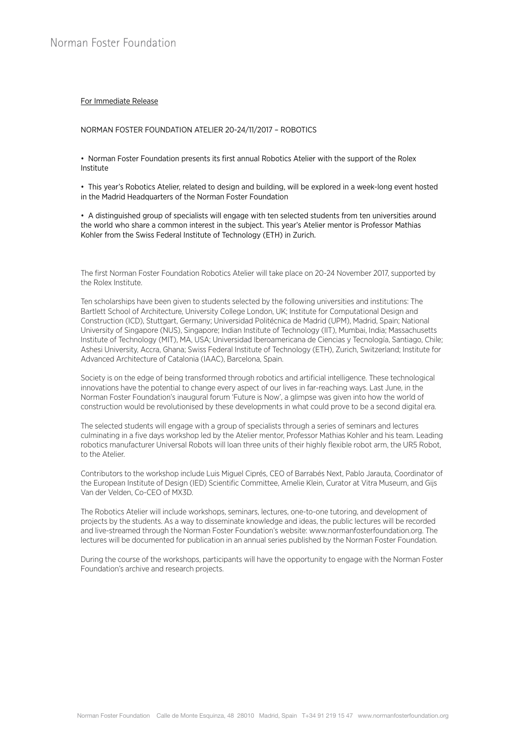Norman Foster Foundation

For Immediate Release

NORMAN FOSTER FOUNDATION ATELIER 20-24/11/2017 – ROBOTICS

- Norman Foster Foundation presents its first annual Robotics Atelier with the support of the Rolex Institute

- This year's Robotics Atelier, related to design and building, will be explored in a week-long event hosted in the Madrid Headquarters of the Norman Foster Foundation

- A distinguished group of specialists will engage with ten selected students from ten universities around the world who share a common interest in the subject. This year's Atelier mentor is Professor Mathias Kohler from the Swiss Federal Institute of Technology (ETH) in Zurich.

The first Norman Foster Foundation Robotics Atelier will take place on 20-24 November 2017, supported by the Rolex Institute.

Ten scholarships have been given to students selected by the following universities and institutions: The Bartlett School of Architecture, University College London, UK; Institute for Computational Design and Construction (ICD), Stuttgart, Germany; Universidad Politécnica de Madrid (UPM), Madrid, Spain; National University of Singapore (NUS), Singapore; Indian Institute of Technology (IIT), Mumbai, India; Massachusetts Institute of Technology (MIT), MA, USA; Universidad Iberoamericana de Ciencias y Tecnología, Santiago, Chile; Ashesi University, Accra, Ghana; Swiss Federal Institute of Technology (ETH), Zurich, Switzerland; Institute for Advanced Architecture of Catalonia (IAAC), Barcelona, Spain.

Society is on the edge of being transformed through robotics and artificial intelligence. These technological innovations have the potential to change every aspect of our lives in far-reaching ways. Last June, in the Norman Foster Foundation's inaugural forum 'Future is Now', a glimpse was given into how the world of construction would be revolutionised by these developments in what could prove to be a second digital era.

The selected students will engage with a group of specialists through a series of seminars and lectures culminating in a five days workshop led by the Atelier mentor, Professor Mathias Kohler and his team. Leading robotics manufacturer Universal Robots will loan three units of their highly flexible robot arm, the UR5 Robot, to the Atelier.

Contributors to the workshop include Luis Miguel Ciprés, CEO of Barrabés Next, Pablo Jarauta, Coordinator of the European Institute of Design (IED) Scientific Committee, Amelie Klein, Curator at Vitra Museum, and Gijs Van der Velden, Co-CEO of MX3D.

The Robotics Atelier will include workshops, seminars, lectures, one-to-one tutoring, and development of projects by the students. As a way to disseminate knowledge and ideas, the public lectures will be recorded and live-streamed through the Norman Foster Foundation's website: www.normanfosterfoundation.org. The lectures will be documented for publication in an annual series published by the Norman Foster Foundation.

During the course of the workshops, participants will have the opportunity to engage with the Norman Foster Foundation's archive and research projects.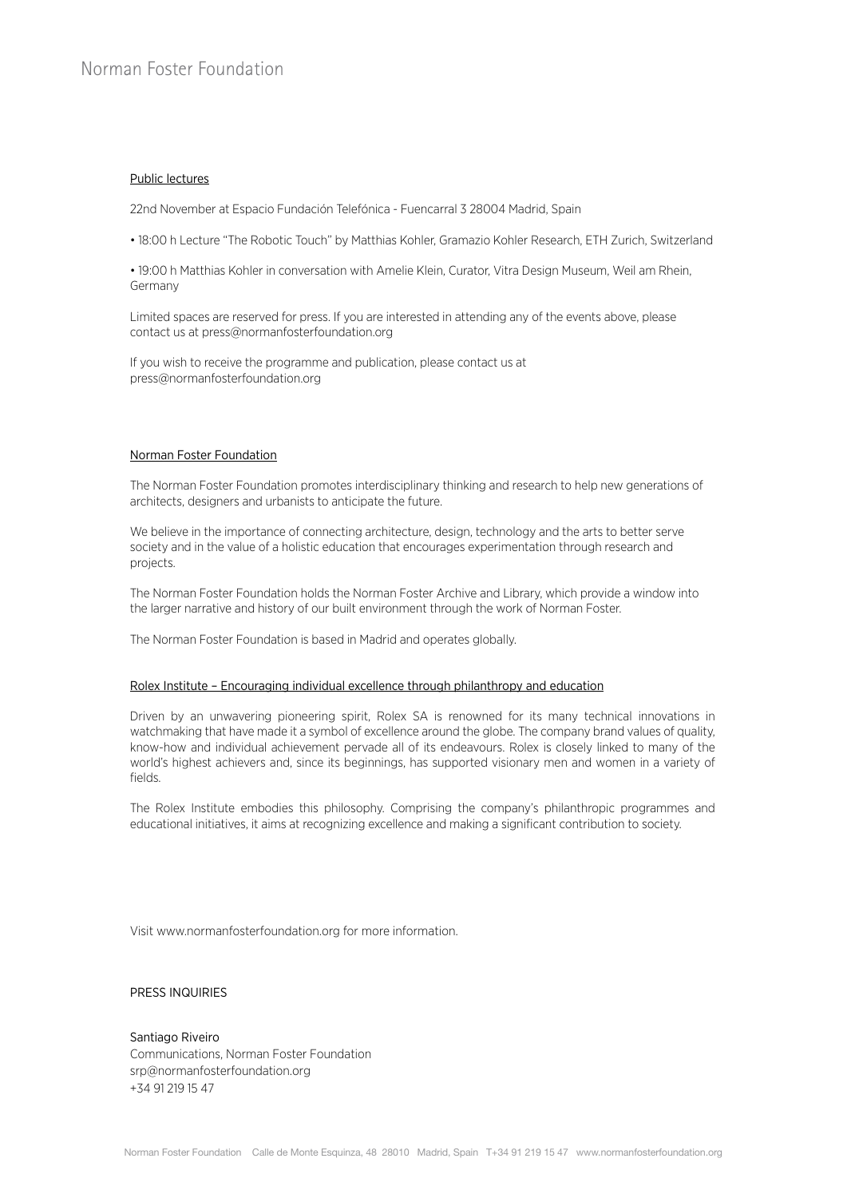## Public lectures

22nd November at Espacio Fundación Telefónica - Fuencarral 3 28004 Madrid, Spain

- 18:00 h Lecture "The Robotic Touch" by Matthias Kohler, Gramazio Kohler Research, ETH Zurich, Switzerland
- 19:00 h Matthias Kohler in conversation with Amelie Klein, Curator, Vitra Design Museum, Weil am Rhein, Germany

Limited spaces are reserved for press. If you are interested in attending any of the events above, please contact us at press@normanfosterfoundation.org

If you wish to receive the programme and publication, please contact us at press@normanfosterfoundation.org

## Norman Foster Foundation

The Norman Foster Foundation promotes interdisciplinary thinking and research to help new generations of architects, designers and urbanists to anticipate the future.

We believe in the importance of connecting architecture, design, technology and the arts to better serve society and in the value of a holistic education that encourages experimentation through research and projects.

The Norman Foster Foundation holds the Norman Foster Archive and Library, which provide a window into the larger narrative and history of our built environment through the work of Norman Foster.

The Norman Foster Foundation is based in Madrid and operates globally.

## Rolex Institute – Encouraging individual excellence through philanthropy and education

Driven by an unwavering pioneering spirit, Rolex SA is renowned for its many technical innovations in watchmaking that have made it a symbol of excellence around the globe. The company brand values of quality, know-how and individual achievement pervade all of its endeavours. Rolex is closely linked to many of the world's highest achievers and, since its beginnings, has supported visionary men and women in a variety of fields.

The Rolex Institute embodies this philosophy. Comprising the company's philanthropic programmes and educational initiatives, it aims at recognizing excellence and making a significant contribution to society.

Visit www.normanfosterfoundation.org for more information.

PRESS INQUIRIES

Santiago Riveiro
Communications, Norman Foster Foundation
srp@normanfosterfoundation.org
+34 91 219 15 47

Norman Foster Foundation Calle de Monte Esquinza, 48 28010 Madrid, Spain T+34 91 219 15 47 www.normanfosterfoundation.org